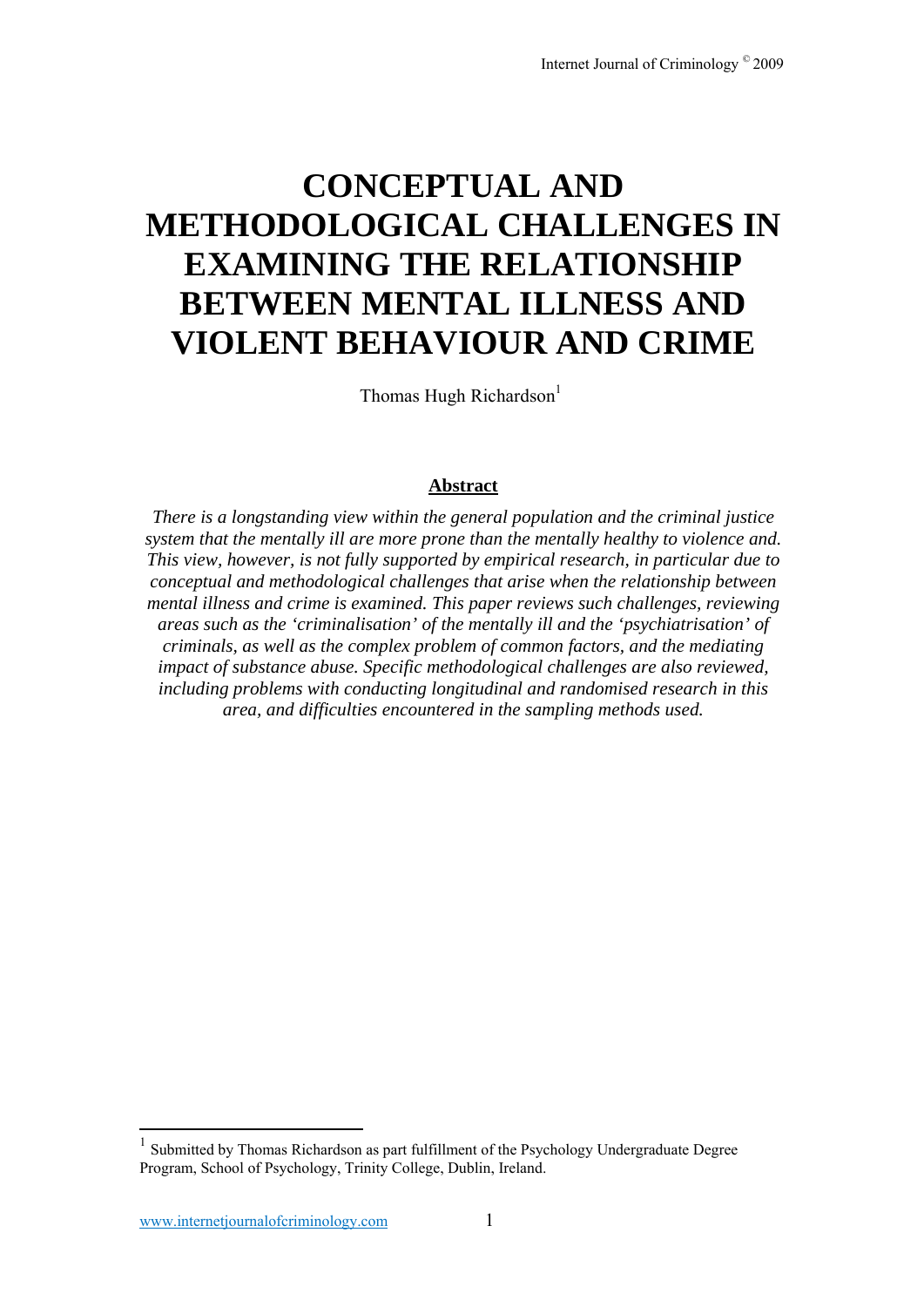# CONCEPTUAL AND METHODOLOGICAL CHALLENGES IN EXAMINING THE RELATIONSHIP BETWEEN MENTAL ILLNESS AND VIOLENT BEHAVIOUR AND CRIME

Thomas Hugh Richardson[1]

## Abstract

*There is a longstanding view within the general population and the criminal justice system that the mentally ill are more prone than the mentally healthy to violence and. This view, however, is not fully supported by empirical research, in particular due to conceptual and methodological challenges that arise when the relationship between mental illness and crime is examined. This paper reviews such challenges, reviewing areas such as the 'criminalisation' of the mentally ill and the 'psychiatrisation' of criminals, as well as the complex problem of common factors, and the mediating impact of substance abuse. Specific methodological challenges are also reviewed, including problems with conducting longitudinal and randomised research in this area, and difficulties encountered in the sampling methods used.*

[1] Submitted by Thomas Richardson as part fulfillment of the Psychology Undergraduate Degree Program, School of Psychology, Trinity College, Dublin, Ireland.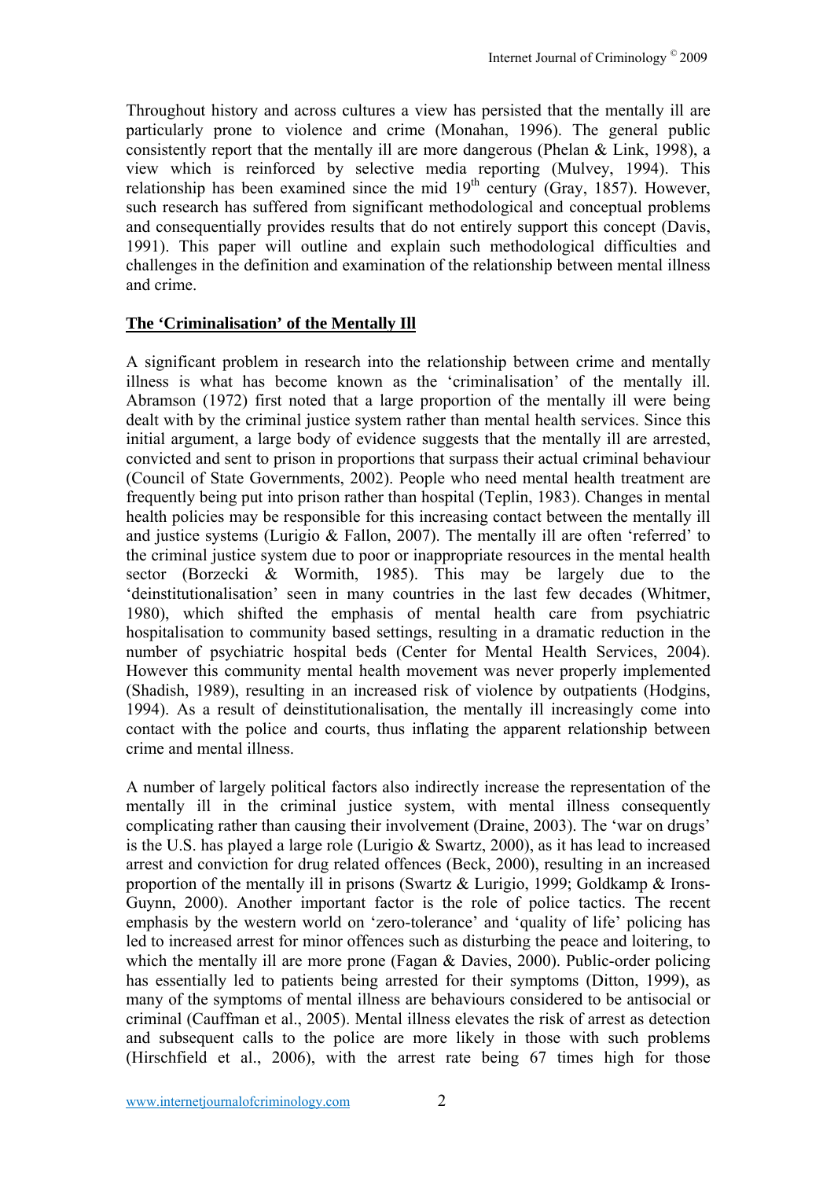Throughout history and across cultures a view has persisted that the mentally ill are particularly prone to violence and crime (Monahan, 1996). The general public consistently report that the mentally ill are more dangerous (Phelan & Link, 1998), a view which is reinforced by selective media reporting (Mulvey, 1994). This relationship has been examined since the mid 19th century (Gray, 1857). However, such research has suffered from significant methodological and conceptual problems and consequentially provides results that do not entirely support this concept (Davis, 1991). This paper will outline and explain such methodological difficulties and challenges in the definition and examination of the relationship between mental illness and crime.

## The 'Criminalisation' of the Mentally Ill

A significant problem in research into the relationship between crime and mentally illness is what has become known as the 'criminalisation' of the mentally ill. Abramson (1972) first noted that a large proportion of the mentally ill were being dealt with by the criminal justice system rather than mental health services. Since this initial argument, a large body of evidence suggests that the mentally ill are arrested, convicted and sent to prison in proportions that surpass their actual criminal behaviour (Council of State Governments, 2002). People who need mental health treatment are frequently being put into prison rather than hospital (Teplin, 1983). Changes in mental health policies may be responsible for this increasing contact between the mentally ill and justice systems (Lurigio & Fallon, 2007). The mentally ill are often 'referred' to the criminal justice system due to poor or inappropriate resources in the mental health sector (Borzecki & Wormith, 1985). This may be largely due to the 'deinstitutionalisation' seen in many countries in the last few decades (Whitmer, 1980), which shifted the emphasis of mental health care from psychiatric hospitalisation to community based settings, resulting in a dramatic reduction in the number of psychiatric hospital beds (Center for Mental Health Services, 2004). However this community mental health movement was never properly implemented (Shadish, 1989), resulting in an increased risk of violence by outpatients (Hodgins, 1994). As a result of deinstitutionalisation, the mentally ill increasingly come into contact with the police and courts, thus inflating the apparent relationship between crime and mental illness.

A number of largely political factors also indirectly increase the representation of the mentally ill in the criminal justice system, with mental illness consequently complicating rather than causing their involvement (Draine, 2003). The 'war on drugs' is the U.S. has played a large role (Lurigio & Swartz, 2000), as it has lead to increased arrest and conviction for drug related offences (Beck, 2000), resulting in an increased proportion of the mentally ill in prisons (Swartz & Lurigio, 1999; Goldkamp & Irons-Guynn, 2000). Another important factor is the role of police tactics. The recent emphasis by the western world on 'zero-tolerance' and 'quality of life' policing has led to increased arrest for minor offences such as disturbing the peace and loitering, to which the mentally ill are more prone (Fagan & Davies, 2000). Public-order policing has essentially led to patients being arrested for their symptoms (Ditton, 1999), as many of the symptoms of mental illness are behaviours considered to be antisocial or criminal (Cauffman et al., 2005). Mental illness elevates the risk of arrest as detection and subsequent calls to the police are more likely in those with such problems (Hirschfield et al., 2006), with the arrest rate being 67 times high for those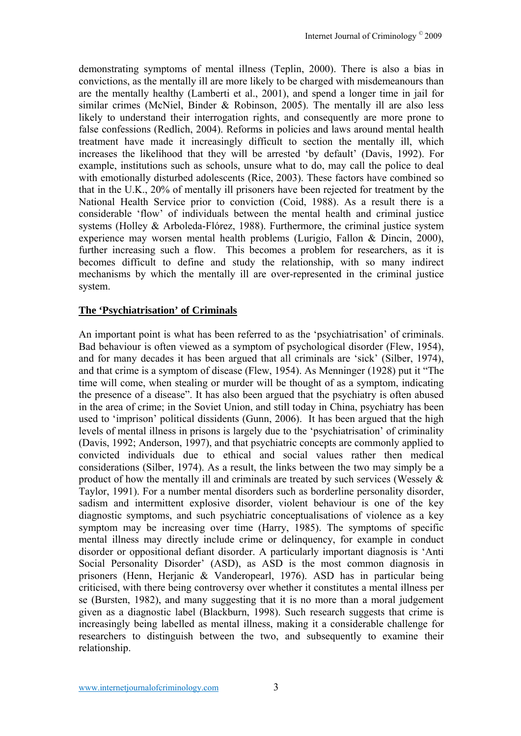demonstrating symptoms of mental illness (Teplin, 2000). There is also a bias in convictions, as the mentally ill are more likely to be charged with misdemeanours than are the mentally healthy (Lamberti et al., 2001), and spend a longer time in jail for similar crimes (McNiel, Binder & Robinson, 2005). The mentally ill are also less likely to understand their interrogation rights, and consequently are more prone to false confessions (Redlich, 2004). Reforms in policies and laws around mental health treatment have made it increasingly difficult to section the mentally ill, which increases the likelihood that they will be arrested 'by default' (Davis, 1992). For example, institutions such as schools, unsure what to do, may call the police to deal with emotionally disturbed adolescents (Rice, 2003). These factors have combined so that in the U.K., 20% of mentally ill prisoners have been rejected for treatment by the National Health Service prior to conviction (Coid, 1988). As a result there is a considerable 'flow' of individuals between the mental health and criminal justice systems (Holley & Arboleda-Flórez, 1988). Furthermore, the criminal justice system experience may worsen mental health problems (Lurigio, Fallon & Dincin, 2000), further increasing such a flow. This becomes a problem for researchers, as it is becomes difficult to define and study the relationship, with so many indirect mechanisms by which the mentally ill are over-represented in the criminal justice system.

## The 'Psychiatrisation' of Criminals

An important point is what has been referred to as the 'psychiatrisation' of criminals. Bad behaviour is often viewed as a symptom of psychological disorder (Flew, 1954), and for many decades it has been argued that all criminals are 'sick' (Silber, 1974), and that crime is a symptom of disease (Flew, 1954). As Menninger (1928) put it "The time will come, when stealing or murder will be thought of as a symptom, indicating the presence of a disease". It has also been argued that the psychiatry is often abused in the area of crime; in the Soviet Union, and still today in China, psychiatry has been used to 'imprison' political dissidents (Gunn, 2006). It has been argued that the high levels of mental illness in prisons is largely due to the 'psychiatrisation' of criminality (Davis, 1992; Anderson, 1997), and that psychiatric concepts are commonly applied to convicted individuals due to ethical and social values rather then medical considerations (Silber, 1974). As a result, the links between the two may simply be a product of how the mentally ill and criminals are treated by such services (Wessely & Taylor, 1991). For a number mental disorders such as borderline personality disorder, sadism and intermittent explosive disorder, violent behaviour is one of the key diagnostic symptoms, and such psychiatric conceptualisations of violence as a key symptom may be increasing over time (Harry, 1985). The symptoms of specific mental illness may directly include crime or delinquency, for example in conduct disorder or oppositional defiant disorder. A particularly important diagnosis is 'Anti Social Personality Disorder' (ASD), as ASD is the most common diagnosis in prisoners (Henn, Herjanic & Vanderopearl, 1976). ASD has in particular being criticised, with there being controversy over whether it constitutes a mental illness per se (Bursten, 1982), and many suggesting that it is no more than a moral judgement given as a diagnostic label (Blackburn, 1998). Such research suggests that crime is increasingly being labelled as mental illness, making it a considerable challenge for researchers to distinguish between the two, and subsequently to examine their relationship.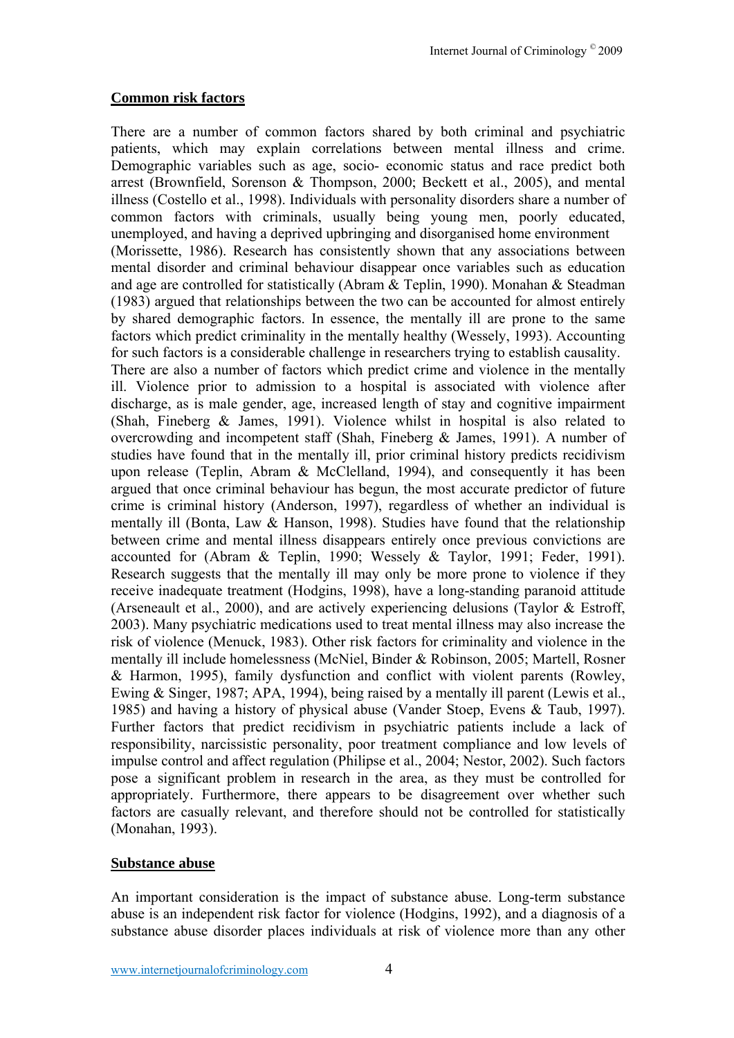**Common risk factors**

There are a number of common factors shared by both criminal and psychiatric patients, which may explain correlations between mental illness and crime. Demographic variables such as age, socio- economic status and race predict both arrest (Brownfield, Sorenson & Thompson, 2000; Beckett et al., 2005), and mental illness (Costello et al., 1998). Individuals with personality disorders share a number of common factors with criminals, usually being young men, poorly educated, unemployed, and having a deprived upbringing and disorganised home environment (Morissette, 1986). Research has consistently shown that any associations between mental disorder and criminal behaviour disappear once variables such as education and age are controlled for statistically (Abram & Teplin, 1990). Monahan & Steadman (1983) argued that relationships between the two can be accounted for almost entirely by shared demographic factors. In essence, the mentally ill are prone to the same factors which predict criminality in the mentally healthy (Wessely, 1993). Accounting for such factors is a considerable challenge in researchers trying to establish causality. There are also a number of factors which predict crime and violence in the mentally ill. Violence prior to admission to a hospital is associated with violence after discharge, as is male gender, age, increased length of stay and cognitive impairment (Shah, Fineberg & James, 1991). Violence whilst in hospital is also related to overcrowding and incompetent staff (Shah, Fineberg & James, 1991). A number of studies have found that in the mentally ill, prior criminal history predicts recidivism upon release (Teplin, Abram & McClelland, 1994), and consequently it has been argued that once criminal behaviour has begun, the most accurate predictor of future crime is criminal history (Anderson, 1997), regardless of whether an individual is mentally ill (Bonta, Law & Hanson, 1998). Studies have found that the relationship between crime and mental illness disappears entirely once previous convictions are accounted for (Abram & Teplin, 1990; Wessely & Taylor, 1991; Feder, 1991). Research suggests that the mentally ill may only be more prone to violence if they receive inadequate treatment (Hodgins, 1998), have a long-standing paranoid attitude (Arseneault et al., 2000), and are actively experiencing delusions (Taylor & Estroff, 2003). Many psychiatric medications used to treat mental illness may also increase the risk of violence (Menuck, 1983). Other risk factors for criminality and violence in the mentally ill include homelessness (McNiel, Binder & Robinson, 2005; Martell, Rosner & Harmon, 1995), family dysfunction and conflict with violent parents (Rowley, Ewing & Singer, 1987; APA, 1994), being raised by a mentally ill parent (Lewis et al., 1985) and having a history of physical abuse (Vander Stoep, Evens & Taub, 1997). Further factors that predict recidivism in psychiatric patients include a lack of responsibility, narcissistic personality, poor treatment compliance and low levels of impulse control and affect regulation (Philipse et al., 2004; Nestor, 2002). Such factors pose a significant problem in research in the area, as they must be controlled for appropriately. Furthermore, there appears to be disagreement over whether such factors are casually relevant, and therefore should not be controlled for statistically (Monahan, 1993).

**Substance abuse**

An important consideration is the impact of substance abuse. Long-term substance abuse is an independent risk factor for violence (Hodgins, 1992), and a diagnosis of a substance abuse disorder places individuals at risk of violence more than any other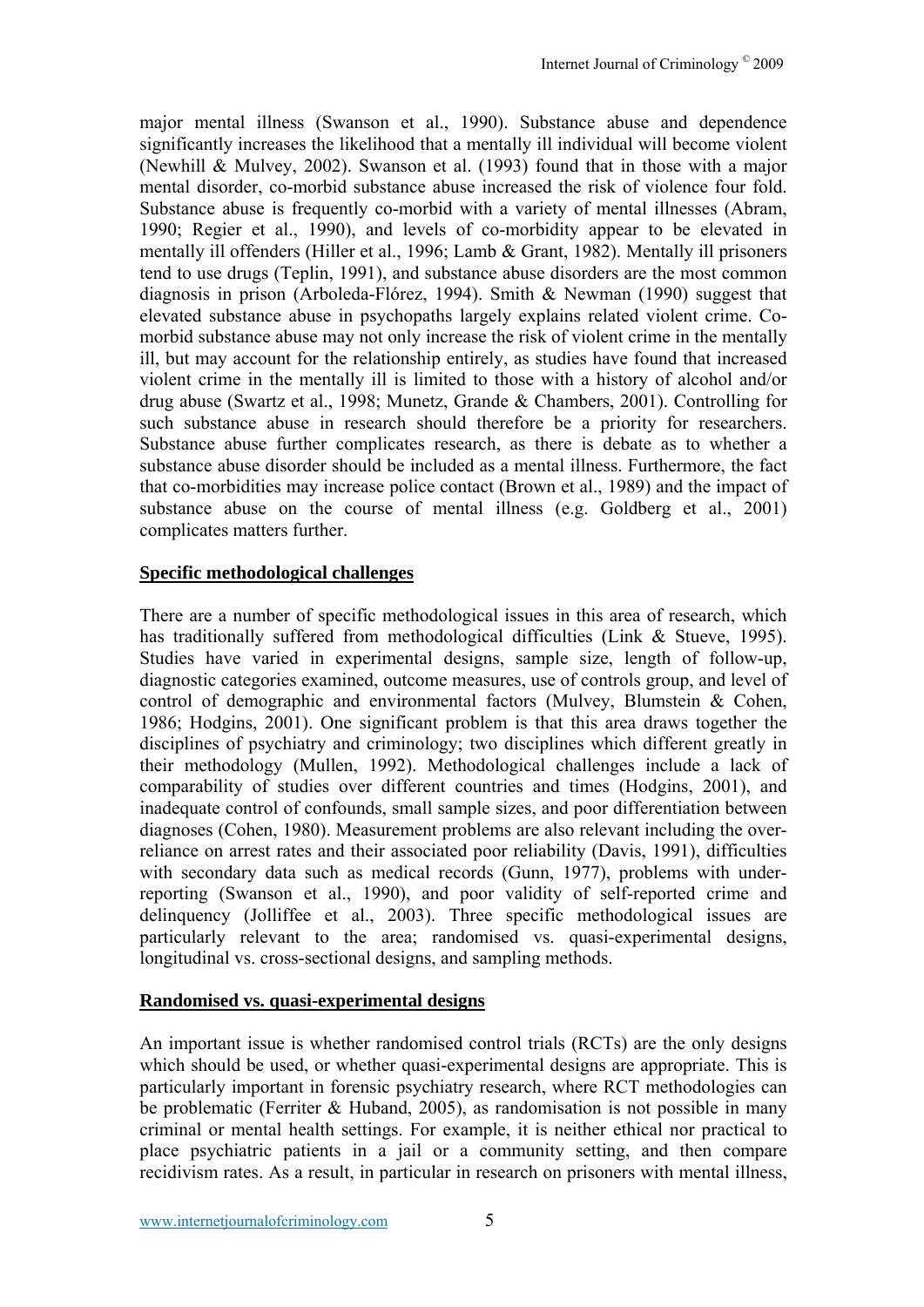major mental illness (Swanson et al., 1990). Substance abuse and dependence significantly increases the likelihood that a mentally ill individual will become violent (Newhill & Mulvey, 2002). Swanson et al. (1993) found that in those with a major mental disorder, co-morbid substance abuse increased the risk of violence four fold. Substance abuse is frequently co-morbid with a variety of mental illnesses (Abram, 1990; Regier et al., 1990), and levels of co-morbidity appear to be elevated in mentally ill offenders (Hiller et al., 1996; Lamb & Grant, 1982). Mentally ill prisoners tend to use drugs (Teplin, 1991), and substance abuse disorders are the most common diagnosis in prison (Arboleda-Flórez, 1994). Smith & Newman (1990) suggest that elevated substance abuse in psychopaths largely explains related violent crime. Co-morbid substance abuse may not only increase the risk of violent crime in the mentally ill, but may account for the relationship entirely, as studies have found that increased violent crime in the mentally ill is limited to those with a history of alcohol and/or drug abuse (Swartz et al., 1998; Munetz, Grande & Chambers, 2001). Controlling for such substance abuse in research should therefore be a priority for researchers. Substance abuse further complicates research, as there is debate as to whether a substance abuse disorder should be included as a mental illness. Furthermore, the fact that co-morbidities may increase police contact (Brown et al., 1989) and the impact of substance abuse on the course of mental illness (e.g. Goldberg et al., 2001) complicates matters further.

## Specific methodological challenges

There are a number of specific methodological issues in this area of research, which has traditionally suffered from methodological difficulties (Link & Stueve, 1995). Studies have varied in experimental designs, sample size, length of follow-up, diagnostic categories examined, outcome measures, use of controls group, and level of control of demographic and environmental factors (Mulvey, Blumstein & Cohen, 1986; Hodgins, 2001). One significant problem is that this area draws together the disciplines of psychiatry and criminology; two disciplines which different greatly in their methodology (Mullen, 1992). Methodological challenges include a lack of comparability of studies over different countries and times (Hodgins, 2001), and inadequate control of confounds, small sample sizes, and poor differentiation between diagnoses (Cohen, 1980). Measurement problems are also relevant including the over-reliance on arrest rates and their associated poor reliability (Davis, 1991), difficulties with secondary data such as medical records (Gunn, 1977), problems with under-reporting (Swanson et al., 1990), and poor validity of self-reported crime and delinquency (Jolliffee et al., 2003). Three specific methodological issues are particularly relevant to the area; randomised vs. quasi-experimental designs, longitudinal vs. cross-sectional designs, and sampling methods.

## Randomised vs. quasi-experimental designs

An important issue is whether randomised control trials (RCTs) are the only designs which should be used, or whether quasi-experimental designs are appropriate. This is particularly important in forensic psychiatry research, where RCT methodologies can be problematic (Ferriter & Huband, 2005), as randomisation is not possible in many criminal or mental health settings. For example, it is neither ethical nor practical to place psychiatric patients in a jail or a community setting, and then compare recidivism rates. As a result, in particular in research on prisoners with mental illness,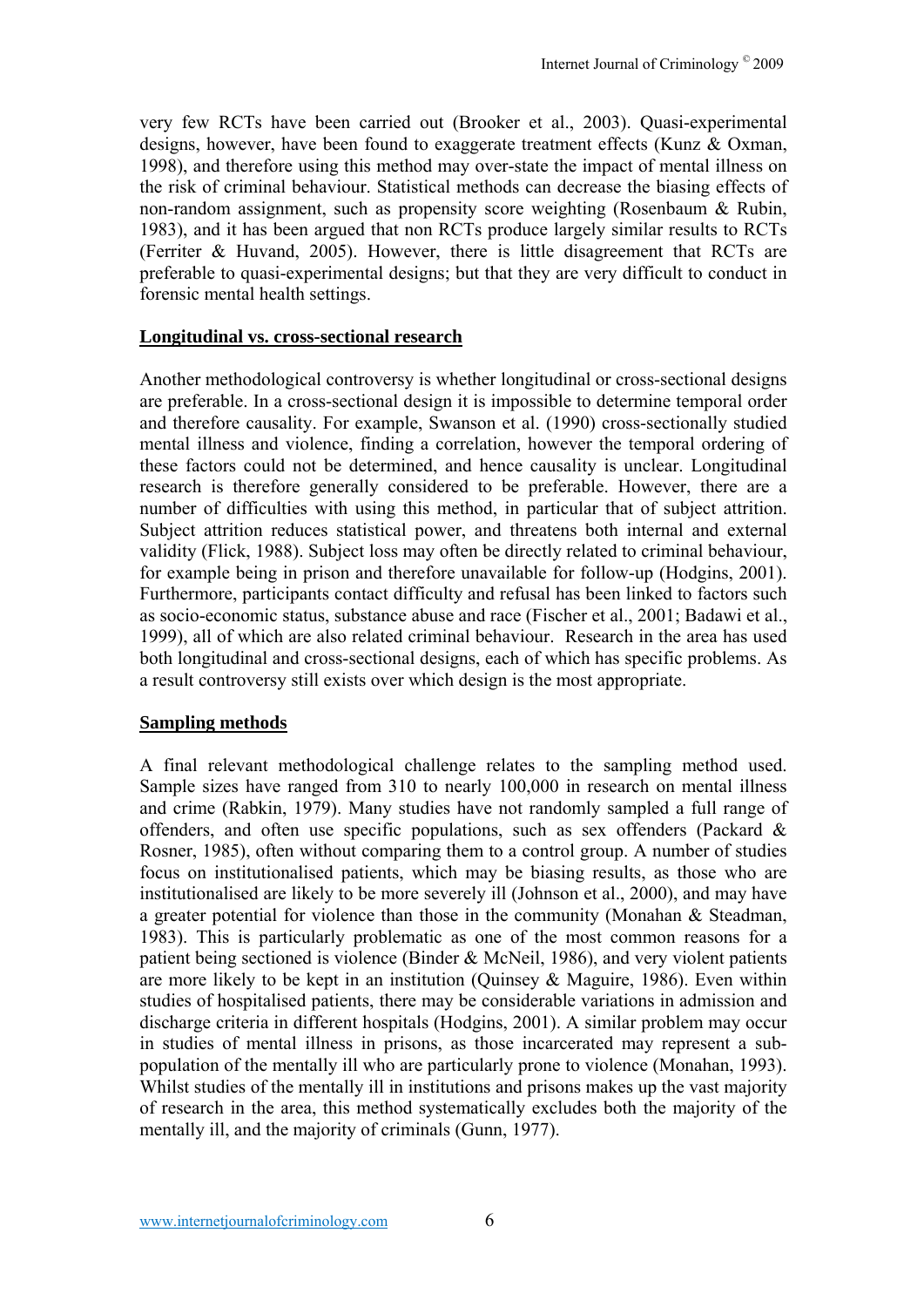very few RCTs have been carried out (Brooker et al., 2003). Quasi-experimental designs, however, have been found to exaggerate treatment effects (Kunz & Oxman, 1998), and therefore using this method may over-state the impact of mental illness on the risk of criminal behaviour. Statistical methods can decrease the biasing effects of non-random assignment, such as propensity score weighting (Rosenbaum & Rubin, 1983), and it has been argued that non RCTs produce largely similar results to RCTs (Ferriter & Huvand, 2005). However, there is little disagreement that RCTs are preferable to quasi-experimental designs; but that they are very difficult to conduct in forensic mental health settings.

## Longitudinal vs. cross-sectional research

Another methodological controversy is whether longitudinal or cross-sectional designs are preferable. In a cross-sectional design it is impossible to determine temporal order and therefore causality. For example, Swanson et al. (1990) cross-sectionally studied mental illness and violence, finding a correlation, however the temporal ordering of these factors could not be determined, and hence causality is unclear. Longitudinal research is therefore generally considered to be preferable. However, there are a number of difficulties with using this method, in particular that of subject attrition. Subject attrition reduces statistical power, and threatens both internal and external validity (Flick, 1988). Subject loss may often be directly related to criminal behaviour, for example being in prison and therefore unavailable for follow-up (Hodgins, 2001). Furthermore, participants contact difficulty and refusal has been linked to factors such as socio-economic status, substance abuse and race (Fischer et al., 2001; Badawi et al., 1999), all of which are also related criminal behaviour. Research in the area has used both longitudinal and cross-sectional designs, each of which has specific problems. As a result controversy still exists over which design is the most appropriate.

## Sampling methods

A final relevant methodological challenge relates to the sampling method used. Sample sizes have ranged from 310 to nearly 100,000 in research on mental illness and crime (Rabkin, 1979). Many studies have not randomly sampled a full range of offenders, and often use specific populations, such as sex offenders (Packard & Rosner, 1985), often without comparing them to a control group. A number of studies focus on institutionalised patients, which may be biasing results, as those who are institutionalised are likely to be more severely ill (Johnson et al., 2000), and may have a greater potential for violence than those in the community (Monahan & Steadman, 1983). This is particularly problematic as one of the most common reasons for a patient being sectioned is violence (Binder & McNeil, 1986), and very violent patients are more likely to be kept in an institution (Quinsey & Maguire, 1986). Even within studies of hospitalised patients, there may be considerable variations in admission and discharge criteria in different hospitals (Hodgins, 2001). A similar problem may occur in studies of mental illness in prisons, as those incarcerated may represent a sub-population of the mentally ill who are particularly prone to violence (Monahan, 1993). Whilst studies of the mentally ill in institutions and prisons makes up the vast majority of research in the area, this method systematically excludes both the majority of the mentally ill, and the majority of criminals (Gunn, 1977).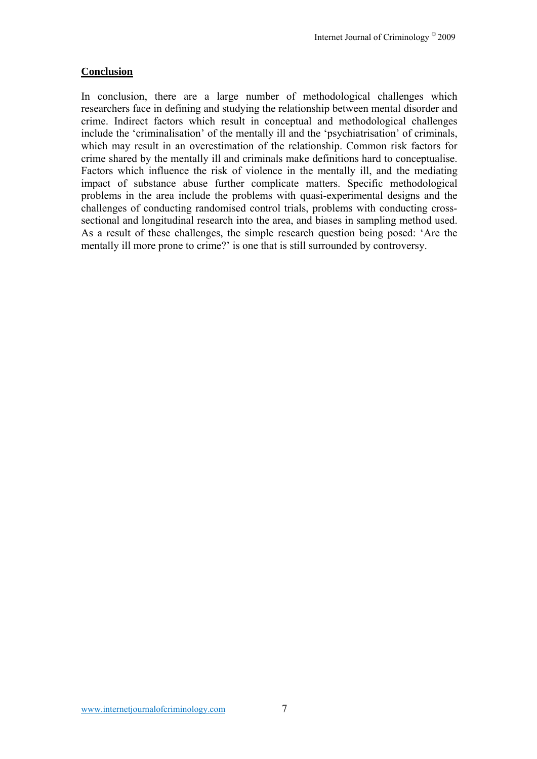## Conclusion

In conclusion, there are a large number of methodological challenges which researchers face in defining and studying the relationship between mental disorder and crime. Indirect factors which result in conceptual and methodological challenges include the 'criminalisation' of the mentally ill and the 'psychiatrisation' of criminals, which may result in an overestimation of the relationship. Common risk factors for crime shared by the mentally ill and criminals make definitions hard to conceptualise. Factors which influence the risk of violence in the mentally ill, and the mediating impact of substance abuse further complicate matters. Specific methodological problems in the area include the problems with quasi-experimental designs and the challenges of conducting randomised control trials, problems with conducting cross-sectional and longitudinal research into the area, and biases in sampling method used. As a result of these challenges, the simple research question being posed: 'Are the mentally ill more prone to crime?' is one that is still surrounded by controversy.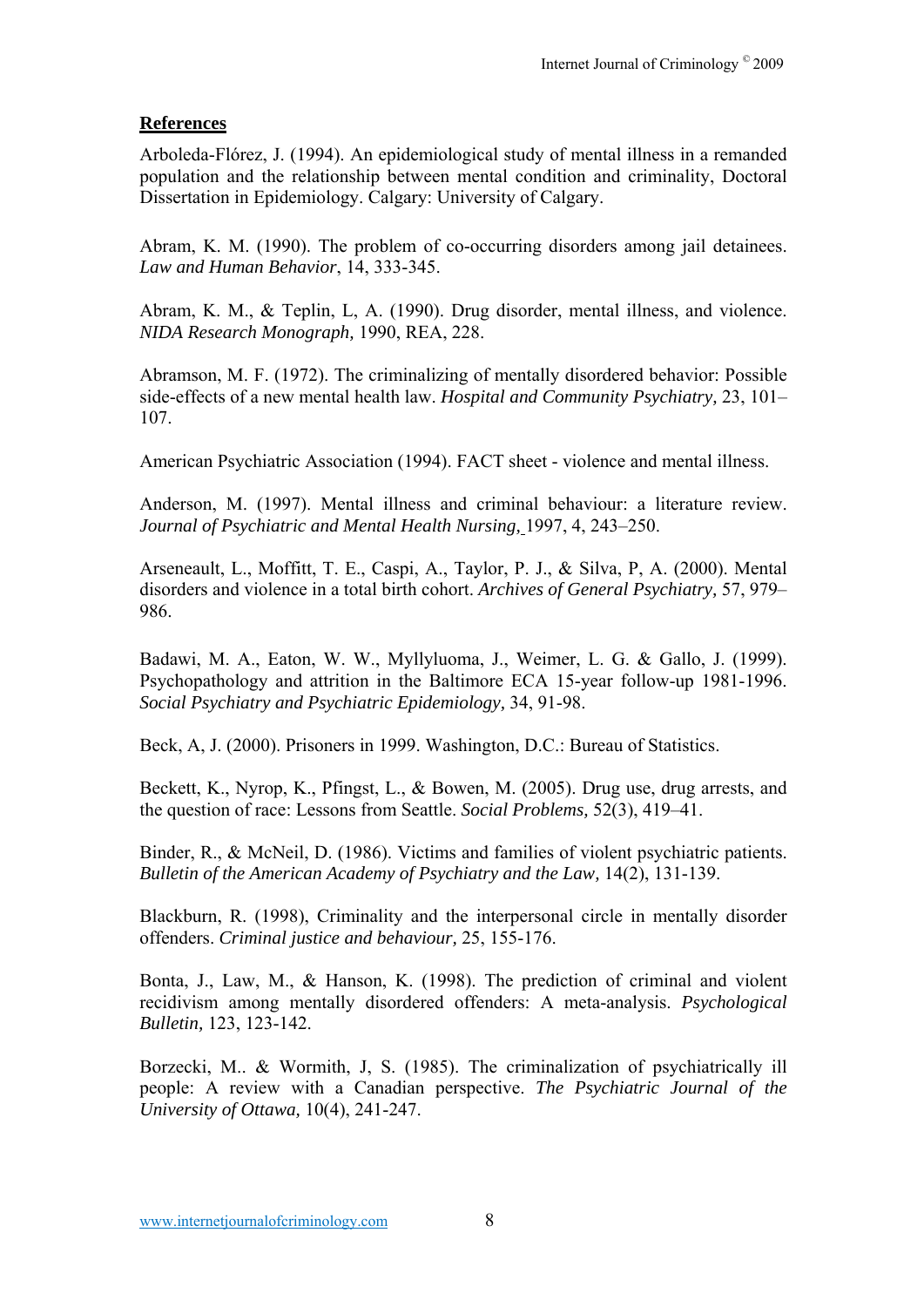## References

Arboleda-Flórez, J. (1994). An epidemiological study of mental illness in a remanded population and the relationship between mental condition and criminality, Doctoral Dissertation in Epidemiology. Calgary: University of Calgary.

Abram, K. M. (1990). The problem of co-occurring disorders among jail detainees. *Law and Human Behavior*, 14, 333-345.

Abram, K. M., & Teplin, L, A. (1990). Drug disorder, mental illness, and violence. *NIDA Research Monograph,* 1990, REA, 228.

Abramson, M. F. (1972). The criminalizing of mentally disordered behavior: Possible side-effects of a new mental health law. *Hospital and Community Psychiatry,* 23, 101–107.

American Psychiatric Association (1994). FACT sheet - violence and mental illness.

Anderson, M. (1997). Mental illness and criminal behaviour: a literature review. *Journal of Psychiatric and Mental Health Nursing,* 1997, 4, 243–250.

Arseneault, L., Moffitt, T. E., Caspi, A., Taylor, P. J., & Silva, P, A. (2000). Mental disorders and violence in a total birth cohort. *Archives of General Psychiatry,* 57, 979–986.

Badawi, M. A., Eaton, W. W., Myllyluoma, J., Weimer, L. G. & Gallo, J. (1999). Psychopathology and attrition in the Baltimore ECA 15-year follow-up 1981-1996. *Social Psychiatry and Psychiatric Epidemiology,* 34, 91-98.

Beck, A, J. (2000). Prisoners in 1999. Washington, D.C.: Bureau of Statistics.

Beckett, K., Nyrop, K., Pfingst, L., & Bowen, M. (2005). Drug use, drug arrests, and the question of race: Lessons from Seattle. *Social Problems,* 52(3), 419–41.

Binder, R., & McNeil, D. (1986). Victims and families of violent psychiatric patients. *Bulletin of the American Academy of Psychiatry and the Law,* 14(2), 131-139.

Blackburn, R. (1998), Criminality and the interpersonal circle in mentally disorder offenders. *Criminal justice and behaviour,* 25, 155-176.

Bonta, J., Law, M., & Hanson, K. (1998). The prediction of criminal and violent recidivism among mentally disordered offenders: A meta-analysis. *Psychological Bulletin,* 123, 123-142.

Borzecki, M.. & Wormith, J, S. (1985). The criminalization of psychiatrically ill people: A review with a Canadian perspective. *The Psychiatric Journal of the University of Ottawa,* 10(4), 241-247.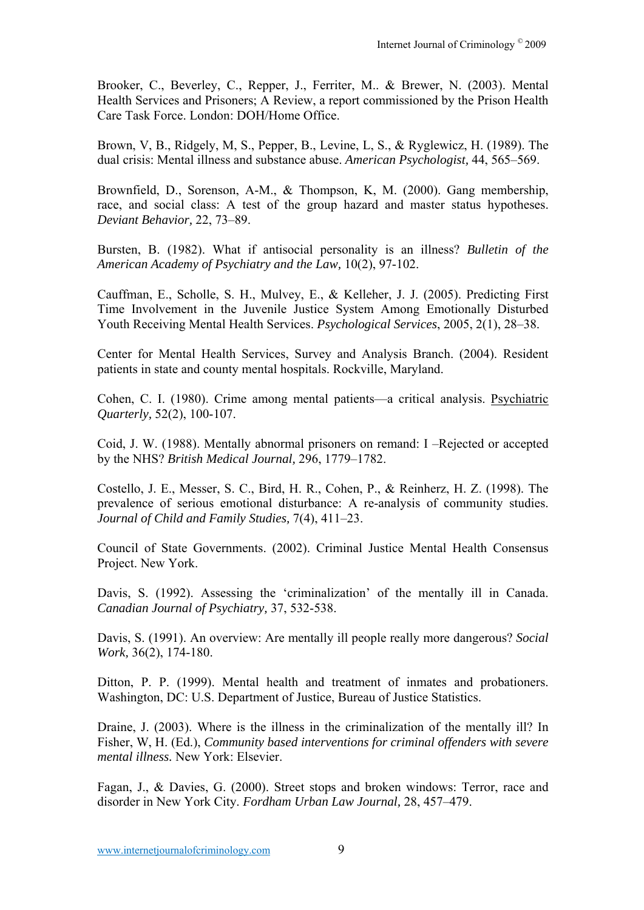Brooker, C., Beverley, C., Repper, J., Ferriter, M.. & Brewer, N. (2003). Mental Health Services and Prisoners; A Review, a report commissioned by the Prison Health Care Task Force. London: DOH/Home Office.

Brown, V, B., Ridgely, M, S., Pepper, B., Levine, L, S., & Ryglewicz, H. (1989). The dual crisis: Mental illness and substance abuse. *American Psychologist,* 44, 565–569.

Brownfield, D., Sorenson, A-M., & Thompson, K, M. (2000). Gang membership, race, and social class: A test of the group hazard and master status hypotheses. *Deviant Behavior,* 22, 73–89.

Bursten, B. (1982). What if antisocial personality is an illness? *Bulletin of the American Academy of Psychiatry and the Law,* 10(2), 97-102.

Cauffman, E., Scholle, S. H., Mulvey, E., & Kelleher, J. J. (2005). Predicting First Time Involvement in the Juvenile Justice System Among Emotionally Disturbed Youth Receiving Mental Health Services. *Psychological Services*, 2005, 2(1), 28–38.

Center for Mental Health Services, Survey and Analysis Branch. (2004). Resident patients in state and county mental hospitals. Rockville, Maryland.

Cohen, C. I. (1980). Crime among mental patients—a critical analysis. Psychiatric *Quarterly,* 52(2), 100-107.

Coid, J. W. (1988). Mentally abnormal prisoners on remand: I –Rejected or accepted by the NHS? *British Medical Journal,* 296, 1779–1782.

Costello, J. E., Messer, S. C., Bird, H. R., Cohen, P., & Reinherz, H. Z. (1998). The prevalence of serious emotional disturbance: A re-analysis of community studies. *Journal of Child and Family Studies,* 7(4), 411–23.

Council of State Governments. (2002). Criminal Justice Mental Health Consensus Project. New York.

Davis, S. (1992). Assessing the 'criminalization' of the mentally ill in Canada. *Canadian Journal of Psychiatry,* 37, 532-538.

Davis, S. (1991). An overview: Are mentally ill people really more dangerous? *Social Work,* 36(2), 174-180.

Ditton, P. P. (1999). Mental health and treatment of inmates and probationers. Washington, DC: U.S. Department of Justice, Bureau of Justice Statistics.

Draine, J. (2003). Where is the illness in the criminalization of the mentally ill? In Fisher, W, H. (Ed.), *Community based interventions for criminal offenders with severe mental illness.* New York: Elsevier.

Fagan, J., & Davies, G. (2000). Street stops and broken windows: Terror, race and disorder in New York City. *Fordham Urban Law Journal,* 28, 457–479.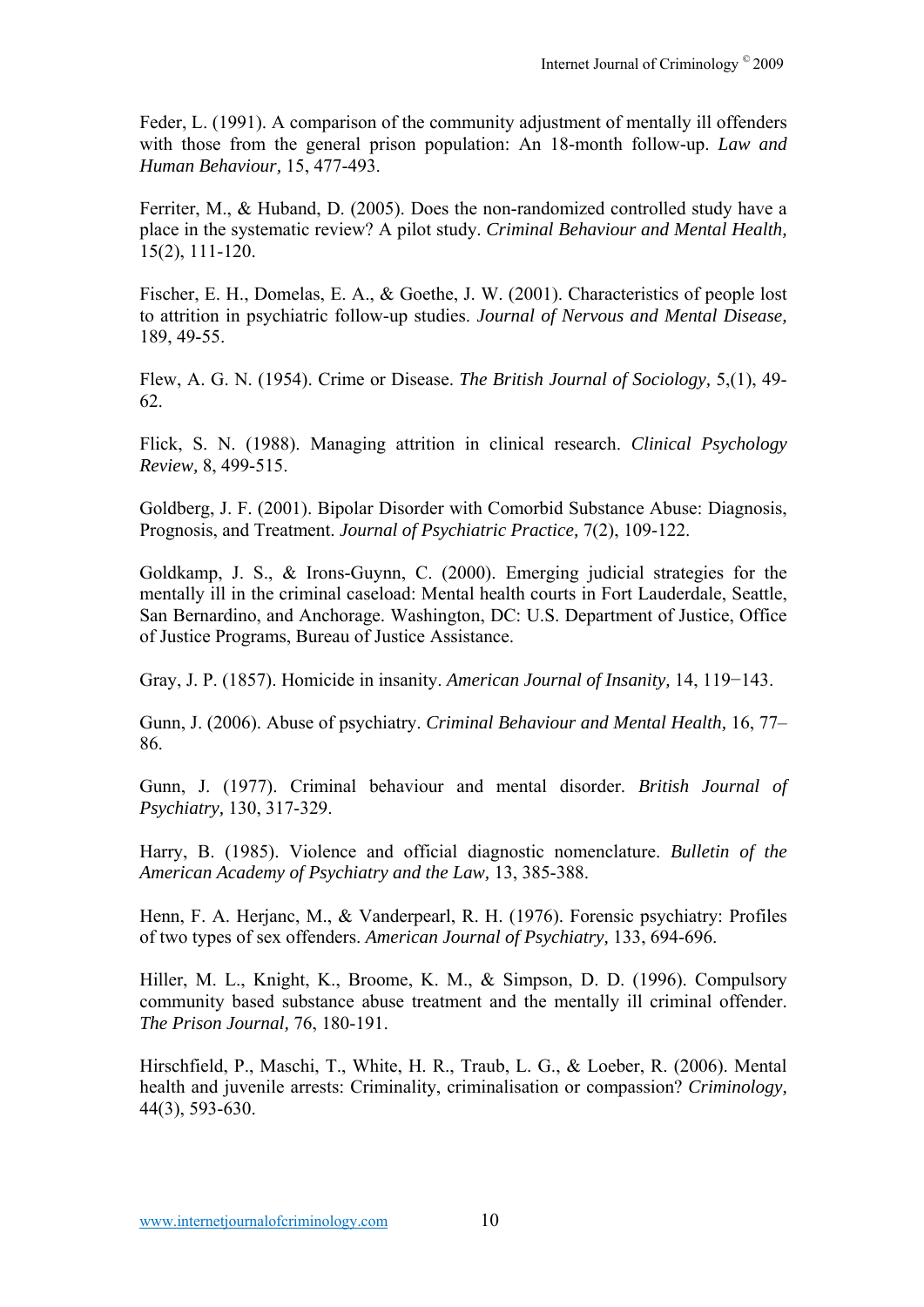Feder, L. (1991). A comparison of the community adjustment of mentally ill offenders with those from the general prison population: An 18-month follow-up. *Law and Human Behaviour,* 15, 477-493.

Ferriter, M., & Huband, D. (2005). Does the non-randomized controlled study have a place in the systematic review? A pilot study. *Criminal Behaviour and Mental Health,* 15(2), 111-120.

Fischer, E. H., Domelas, E. A., & Goethe, J. W. (2001). Characteristics of people lost to attrition in psychiatric follow-up studies. *Journal of Nervous and Mental Disease,* 189, 49-55.

Flew, A. G. N. (1954). Crime or Disease. *The British Journal of Sociology,* 5,(1), 49-62.

Flick, S. N. (1988). Managing attrition in clinical research. *Clinical Psychology Review,* 8, 499-515.

Goldberg, J. F. (2001). Bipolar Disorder with Comorbid Substance Abuse: Diagnosis, Prognosis, and Treatment. *Journal of Psychiatric Practice,* 7(2), 109-122.

Goldkamp, J. S., & Irons-Guynn, C. (2000). Emerging judicial strategies for the mentally ill in the criminal caseload: Mental health courts in Fort Lauderdale, Seattle, San Bernardino, and Anchorage. Washington, DC: U.S. Department of Justice, Office of Justice Programs, Bureau of Justice Assistance.

Gray, J. P. (1857). Homicide in insanity. *American Journal of Insanity,* 14, 119−143.

Gunn, J. (2006). Abuse of psychiatry. *Criminal Behaviour and Mental Health,* 16, 77–86.

Gunn, J. (1977). Criminal behaviour and mental disorder. *British Journal of Psychiatry,* 130, 317-329.

Harry, B. (1985). Violence and official diagnostic nomenclature. *Bulletin of the American Academy of Psychiatry and the Law,* 13, 385-388.

Henn, F. A. Herjanc, M., & Vanderpearl, R. H. (1976). Forensic psychiatry: Profiles of two types of sex offenders. *American Journal of Psychiatry,* 133, 694-696.

Hiller, M. L., Knight, K., Broome, K. M., & Simpson, D. D. (1996). Compulsory community based substance abuse treatment and the mentally ill criminal offender. *The Prison Journal,* 76, 180-191.

Hirschfield, P., Maschi, T., White, H. R., Traub, L. G., & Loeber, R. (2006). Mental health and juvenile arrests: Criminality, criminalisation or compassion? *Criminology,* 44(3), 593-630.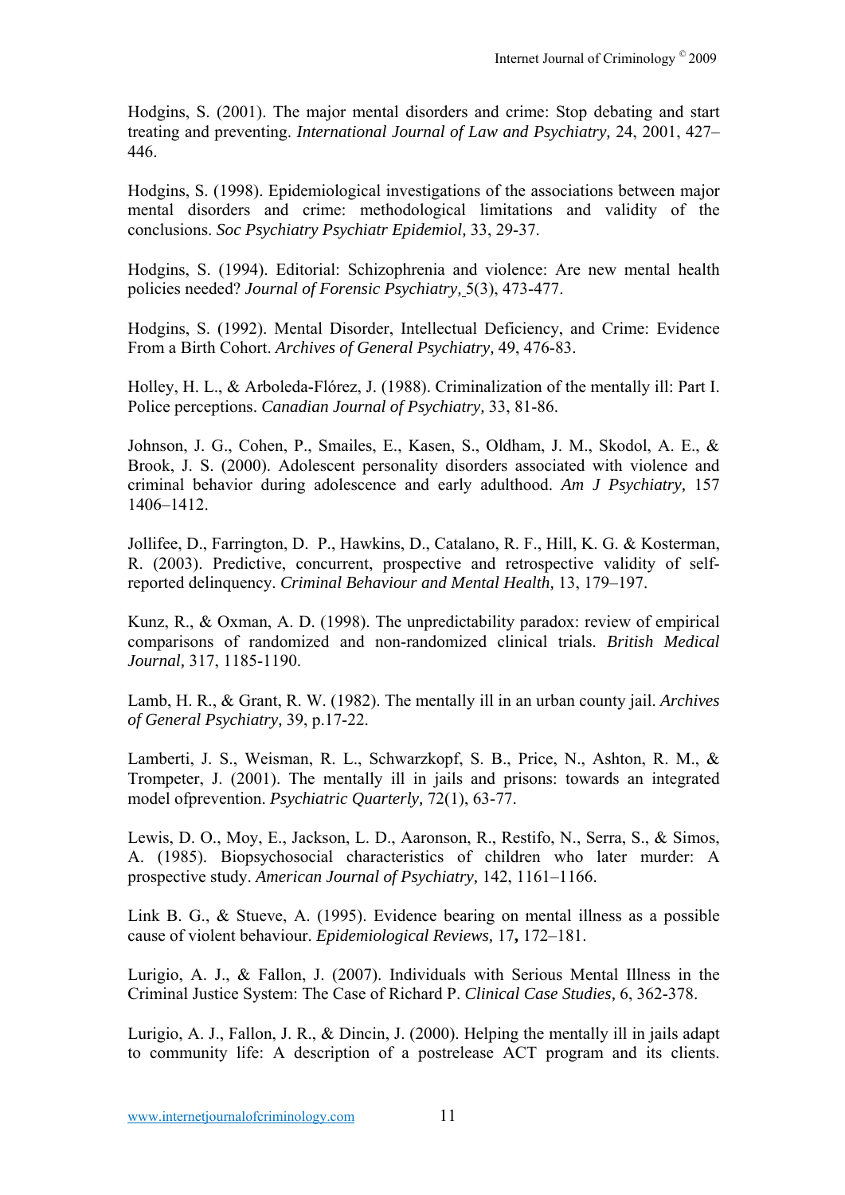Hodgins, S. (2001). The major mental disorders and crime: Stop debating and start treating and preventing. *International Journal of Law and Psychiatry,* 24, 2001, 427–446.

Hodgins, S. (1998). Epidemiological investigations of the associations between major mental disorders and crime: methodological limitations and validity of the conclusions. *Soc Psychiatry Psychiatr Epidemiol,* 33, 29-37.

Hodgins, S. (1994). Editorial: Schizophrenia and violence: Are new mental health policies needed? *Journal of Forensic Psychiatry,* 5(3), 473-477.

Hodgins, S. (1992). Mental Disorder, Intellectual Deficiency, and Crime: Evidence From a Birth Cohort. *Archives of General Psychiatry,* 49, 476-83.

Holley, H. L., & Arboleda-Flórez, J. (1988). Criminalization of the mentally ill: Part I. Police perceptions. *Canadian Journal of Psychiatry,* 33, 81-86.

Johnson, J. G., Cohen, P., Smailes, E., Kasen, S., Oldham, J. M., Skodol, A. E., & Brook, J. S. (2000). Adolescent personality disorders associated with violence and criminal behavior during adolescence and early adulthood. *Am J Psychiatry,* 157 1406–1412.

Jollifee, D., Farrington, D. P., Hawkins, D., Catalano, R. F., Hill, K. G. & Kosterman, R. (2003). Predictive, concurrent, prospective and retrospective validity of self-reported delinquency. *Criminal Behaviour and Mental Health,* 13, 179–197.

Kunz, R., & Oxman, A. D. (1998). The unpredictability paradox: review of empirical comparisons of randomized and non-randomized clinical trials. *British Medical Journal,* 317, 1185-1190.

Lamb, H. R., & Grant, R. W. (1982). The mentally ill in an urban county jail. *Archives of General Psychiatry,* 39, p.17-22.

Lamberti, J. S., Weisman, R. L., Schwarzkopf, S. B., Price, N., Ashton, R. M., & Trompeter, J. (2001). The mentally ill in jails and prisons: towards an integrated model ofprevention. *Psychiatric Quarterly,* 72(1), 63-77.

Lewis, D. O., Moy, E., Jackson, L. D., Aaronson, R., Restifo, N., Serra, S., & Simos, A. (1985). Biopsychosocial characteristics of children who later murder: A prospective study. *American Journal of Psychiatry,* 142, 1161–1166.

Link B. G., & Stueve, A. (1995). Evidence bearing on mental illness as a possible cause of violent behaviour. *Epidemiological Reviews,* 17**,** 172–181.

Lurigio, A. J., & Fallon, J. (2007). Individuals with Serious Mental Illness in the Criminal Justice System: The Case of Richard P. *Clinical Case Studies,* 6, 362-378.

Lurigio, A. J., Fallon, J. R., & Dincin, J. (2000). Helping the mentally ill in jails adapt to community life: A description of a postrelease ACT program and its clients.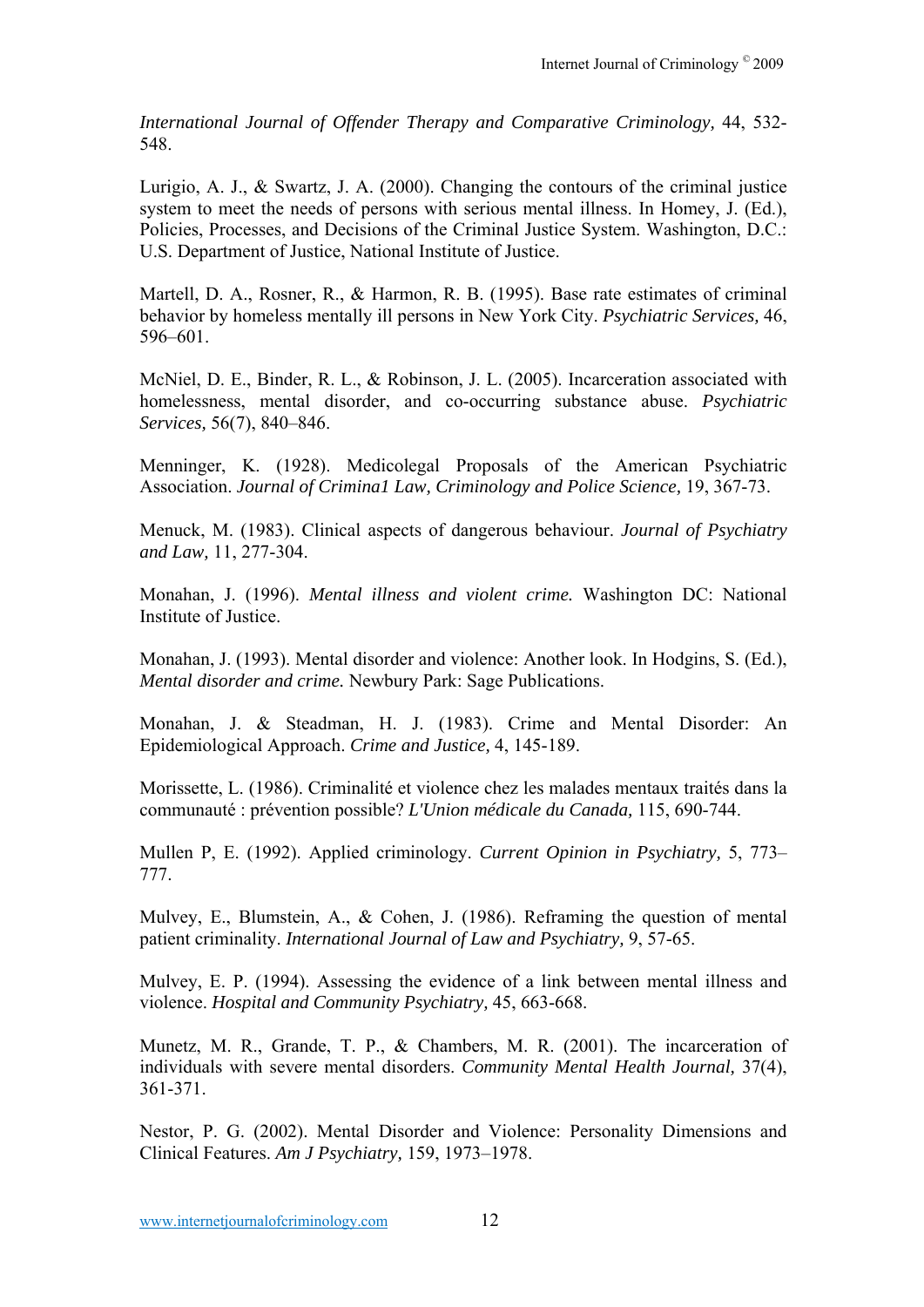*International Journal of Offender Therapy and Comparative Criminology,* 44, 532-548.

Lurigio, A. J., & Swartz, J. A. (2000). Changing the contours of the criminal justice system to meet the needs of persons with serious mental illness. In Homey, J. (Ed.), Policies, Processes, and Decisions of the Criminal Justice System. Washington, D.C.: U.S. Department of Justice, National Institute of Justice.

Martell, D. A., Rosner, R., & Harmon, R. B. (1995). Base rate estimates of criminal behavior by homeless mentally ill persons in New York City. *Psychiatric Services,* 46, 596–601.

McNiel, D. E., Binder, R. L., & Robinson, J. L. (2005). Incarceration associated with homelessness, mental disorder, and co-occurring substance abuse. *Psychiatric Services,* 56(7), 840–846.

Menninger, K. (1928). Medicolegal Proposals of the American Psychiatric Association. *Journal of Crimina1 Law, Criminology and Police Science,* 19, 367-73.

Menuck, M. (1983). Clinical aspects of dangerous behaviour. *Journal of Psychiatry and Law,* 11, 277-304.

Monahan, J. (1996). *Mental illness and violent crime.* Washington DC: National Institute of Justice.

Monahan, J. (1993). Mental disorder and violence: Another look. In Hodgins, S. (Ed.), *Mental disorder and crime.* Newbury Park: Sage Publications.

Monahan, J. & Steadman, H. J. (1983). Crime and Mental Disorder: An Epidemiological Approach. *Crime and Justice,* 4, 145-189.

Morissette, L. (1986). Criminalité et violence chez les malades mentaux traités dans la communauté : prévention possible? *L'Union médicale du Canada,* 115, 690-744.

Mullen P, E. (1992). Applied criminology. *Current Opinion in Psychiatry,* 5, 773–777.

Mulvey, E., Blumstein, A., & Cohen, J. (1986). Reframing the question of mental patient criminality. *International Journal of Law and Psychiatry,* 9, 57-65.

Mulvey, E. P. (1994). Assessing the evidence of a link between mental illness and violence. *Hospital and Community Psychiatry,* 45, 663-668.

Munetz, M. R., Grande, T. P., & Chambers, M. R. (2001). The incarceration of individuals with severe mental disorders. *Community Mental Health Journal,* 37(4), 361-371.

Nestor, P. G. (2002). Mental Disorder and Violence: Personality Dimensions and Clinical Features. *Am J Psychiatry,* 159, 1973–1978.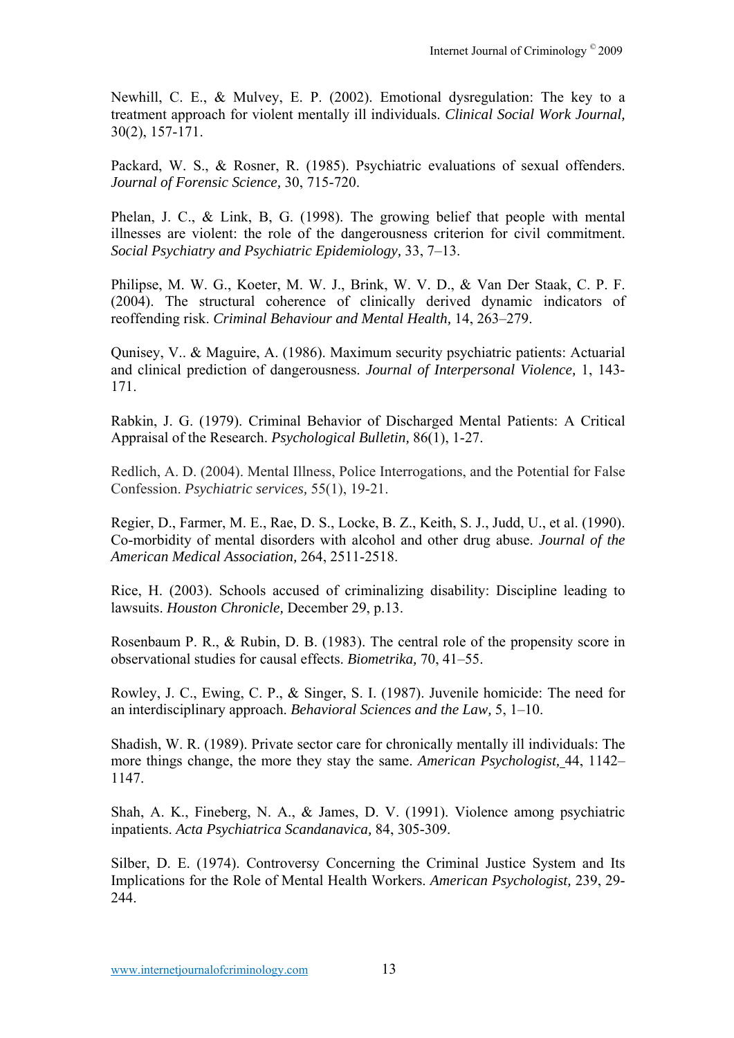Newhill, C. E., & Mulvey, E. P. (2002). Emotional dysregulation: The key to a treatment approach for violent mentally ill individuals. *Clinical Social Work Journal,* 30(2), 157-171.

Packard, W. S., & Rosner, R. (1985). Psychiatric evaluations of sexual offenders. *Journal of Forensic Science,* 30, 715-720.

Phelan, J. C., & Link, B, G. (1998). The growing belief that people with mental illnesses are violent: the role of the dangerousness criterion for civil commitment. *Social Psychiatry and Psychiatric Epidemiology,* 33, 7–13.

Philipse, M. W. G., Koeter, M. W. J., Brink, W. V. D., & Van Der Staak, C. P. F. (2004). The structural coherence of clinically derived dynamic indicators of reoffending risk. *Criminal Behaviour and Mental Health,* 14, 263–279.

Qunisey, V.. & Maguire, A. (1986). Maximum security psychiatric patients: Actuarial and clinical prediction of dangerousness. *Journal of Interpersonal Violence,* 1, 143-171.

Rabkin, J. G. (1979). Criminal Behavior of Discharged Mental Patients: A Critical Appraisal of the Research. *Psychological Bulletin,* 86(1), 1-27.

Redlich, A. D. (2004). Mental Illness, Police Interrogations, and the Potential for False Confession. *Psychiatric services,* 55(1), 19-21.

Regier, D., Farmer, M. E., Rae, D. S., Locke, B. Z., Keith, S. J., Judd, U., et al. (1990). Co-morbidity of mental disorders with alcohol and other drug abuse. *Journal of the American Medical Association,* 264, 2511-2518.

Rice, H. (2003). Schools accused of criminalizing disability: Discipline leading to lawsuits. *Houston Chronicle,* December 29, p.13.

Rosenbaum P. R., & Rubin, D. B. (1983). The central role of the propensity score in observational studies for causal effects. *Biometrika,* 70, 41–55.

Rowley, J. C., Ewing, C. P., & Singer, S. I. (1987). Juvenile homicide: The need for an interdisciplinary approach. *Behavioral Sciences and the Law,* 5, 1–10.

Shadish, W. R. (1989). Private sector care for chronically mentally ill individuals: The more things change, the more they stay the same. *American Psychologist,* 44, 1142–1147.

Shah, A. K., Fineberg, N. A., & James, D. V. (1991). Violence among psychiatric inpatients. *Acta Psychiatrica Scandanavica,* 84, 305-309.

Silber, D. E. (1974). Controversy Concerning the Criminal Justice System and Its Implications for the Role of Mental Health Workers. *American Psychologist,* 239, 29-244.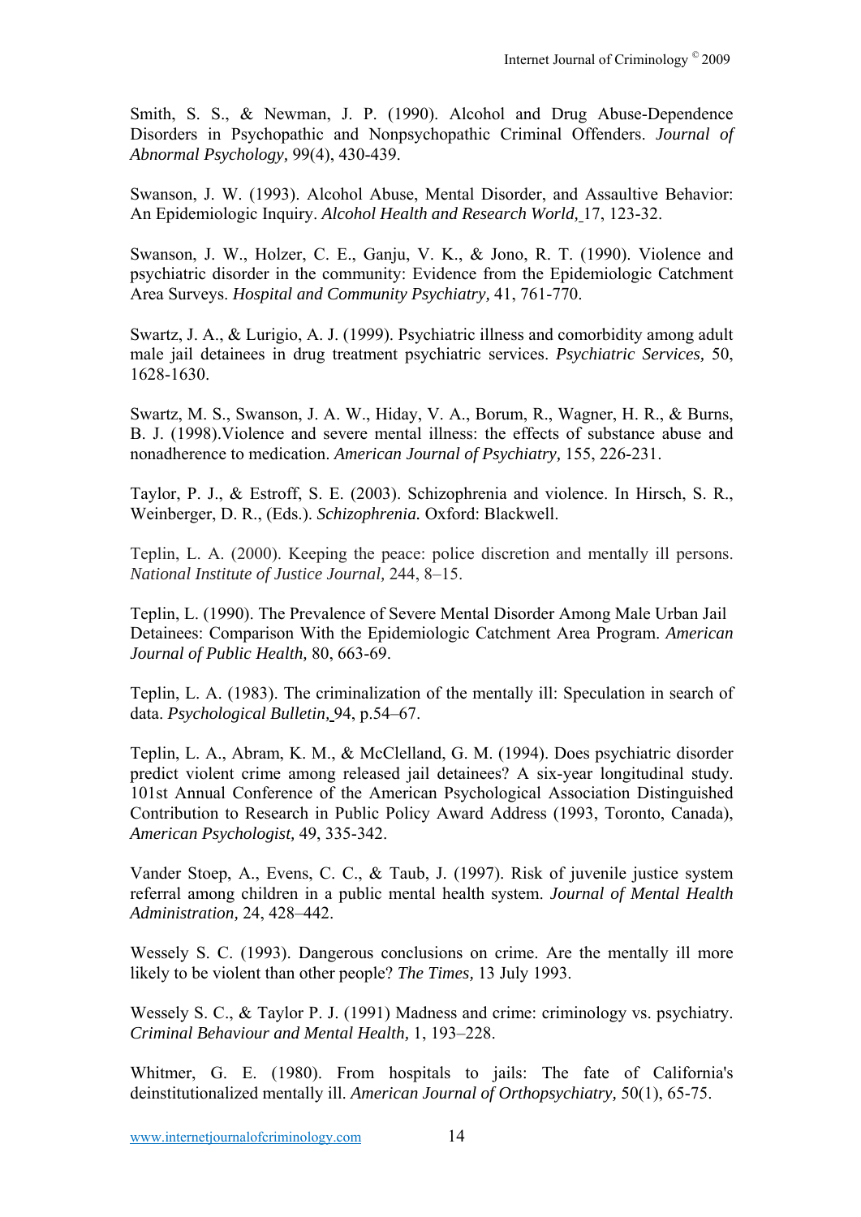Smith, S. S., & Newman, J. P. (1990). Alcohol and Drug Abuse-Dependence Disorders in Psychopathic and Nonpsychopathic Criminal Offenders. *Journal of Abnormal Psychology,* 99(4), 430-439.

Swanson, J. W. (1993). Alcohol Abuse, Mental Disorder, and Assaultive Behavior: An Epidemiologic Inquiry. *Alcohol Health and Research World,* 17, 123-32.

Swanson, J. W., Holzer, C. E., Ganju, V. K., & Jono, R. T. (1990). Violence and psychiatric disorder in the community: Evidence from the Epidemiologic Catchment Area Surveys. *Hospital and Community Psychiatry,* 41, 761-770.

Swartz, J. A., & Lurigio, A. J. (1999). Psychiatric illness and comorbidity among adult male jail detainees in drug treatment psychiatric services. *Psychiatric Services,* 50, 1628-1630.

Swartz, M. S., Swanson, J. A. W., Hiday, V. A., Borum, R., Wagner, H. R., & Burns, B. J. (1998).Violence and severe mental illness: the effects of substance abuse and nonadherence to medication. *American Journal of Psychiatry,* 155, 226-231.

Taylor, P. J., & Estroff, S. E. (2003). Schizophrenia and violence. In Hirsch, S. R., Weinberger, D. R., (Eds.). *Schizophrenia.* Oxford: Blackwell.

Teplin, L. A. (2000). Keeping the peace: police discretion and mentally ill persons. *National Institute of Justice Journal,* 244, 8–15.

Teplin, L. (1990). The Prevalence of Severe Mental Disorder Among Male Urban Jail Detainees: Comparison With the Epidemiologic Catchment Area Program. *American Journal of Public Health,* 80, 663-69.

Teplin, L. A. (1983). The criminalization of the mentally ill: Speculation in search of data. *Psychological Bulletin,* 94, p.54–67.

Teplin, L. A., Abram, K. M., & McClelland, G. M. (1994). Does psychiatric disorder predict violent crime among released jail detainees? A six-year longitudinal study. 101st Annual Conference of the American Psychological Association Distinguished Contribution to Research in Public Policy Award Address (1993, Toronto, Canada), *American Psychologist,* 49, 335-342.

Vander Stoep, A., Evens, C. C., & Taub, J. (1997). Risk of juvenile justice system referral among children in a public mental health system. *Journal of Mental Health Administration,* 24, 428–442.

Wessely S. C. (1993). Dangerous conclusions on crime. Are the mentally ill more likely to be violent than other people? *The Times,* 13 July 1993.

Wessely S. C., & Taylor P. J. (1991) Madness and crime: criminology vs. psychiatry. *Criminal Behaviour and Mental Health,* 1, 193–228.

Whitmer, G. E. (1980). From hospitals to jails: The fate of California's deinstitutionalized mentally ill. *American Journal of Orthopsychiatry,* 50(1), 65-75.